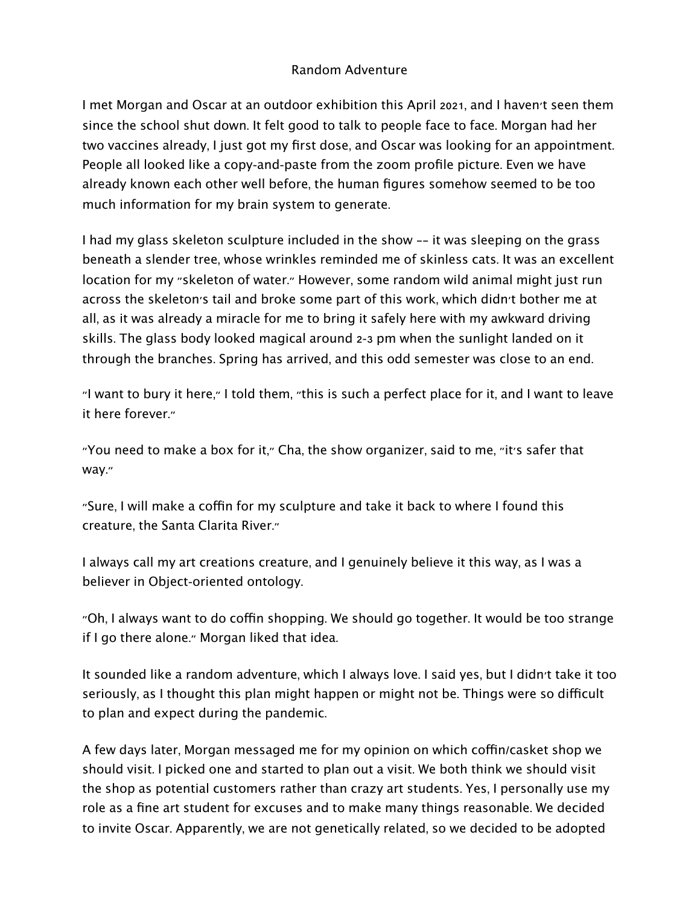# Random Adventure

I met Morgan and Oscar at an outdoor exhibition this April 2021, and I haven't seen them since the school shut down. It felt good to talk to people face to face. Morgan had her two vaccines already, I just got my first dose, and Oscar was looking for an appointment. People all looked like a copy-and-paste from the zoom profile picture. Even we have already known each other well before, the human figures somehow seemed to be too much information for my brain system to generate.

I had my glass skeleton sculpture included in the show -- it was sleeping on the grass beneath a slender tree, whose wrinkles reminded me of skinless cats. It was an excellent location for my "skeleton of water." However, some random wild animal might just run across the skeleton's tail and broke some part of this work, which didn't bother me at all, as it was already a miracle for me to bring it safely here with my awkward driving skills. The glass body looked magical around 2-3 pm when the sunlight landed on it through the branches. Spring has arrived, and this odd semester was close to an end.

"I want to bury it here," I told them, "this is such a perfect place for it, and I want to leave it here forever."

"You need to make a box for it," Cha, the show organizer, said to me, "it's safer that way."

"Sure, I will make a coffin for my sculpture and take it back to where I found this creature, the Santa Clarita River."

I always call my art creations creature, and I genuinely believe it this way, as I was a believer in Object-oriented ontology.

"Oh, I always want to do coffin shopping. We should go together. It would be too strange if I go there alone." Morgan liked that idea.

It sounded like a random adventure, which I always love. I said yes, but I didn't take it too seriously, as I thought this plan might happen or might not be. Things were so difficult to plan and expect during the pandemic.

A few days later, Morgan messaged me for my opinion on which coffin/casket shop we should visit. I picked one and started to plan out a visit. We both think we should visit the shop as potential customers rather than crazy art students. Yes, I personally use my role as a fine art student for excuses and to make many things reasonable. We decided to invite Oscar. Apparently, we are not genetically related, so we decided to be adopted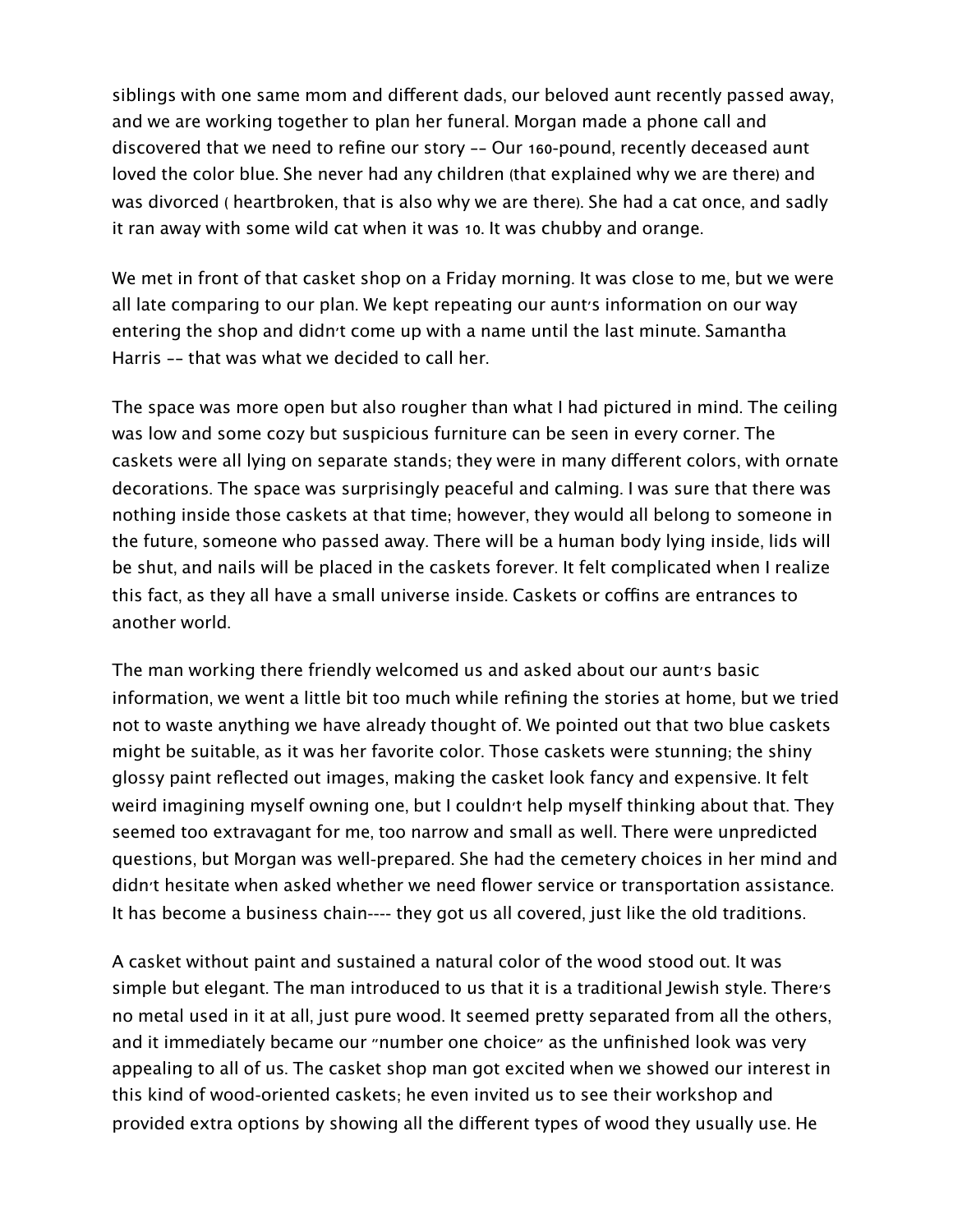siblings with one same mom and different dads, our beloved aunt recently passed away, and we are working together to plan her funeral. Morgan made a phone call and discovered that we need to refine our story -- Our 160-pound, recently deceased aunt loved the color blue. She never had any children (that explained why we are there) and was divorced ( heartbroken, that is also why we are there). She had a cat once, and sadly it ran away with some wild cat when it was 10. It was chubby and orange.

We met in front of that casket shop on a Friday morning. It was close to me, but we were all late comparing to our plan. We kept repeating our aunt's information on our way entering the shop and didn't come up with a name until the last minute. Samantha Harris -- that was what we decided to call her.

The space was more open but also rougher than what I had pictured in mind. The ceiling was low and some cozy but suspicious furniture can be seen in every corner. The caskets were all lying on separate stands; they were in many different colors, with ornate decorations. The space was surprisingly peaceful and calming. I was sure that there was nothing inside those caskets at that time; however, they would all belong to someone in the future, someone who passed away. There will be a human body lying inside, lids will be shut, and nails will be placed in the caskets forever. It felt complicated when I realize this fact, as they all have a small universe inside. Caskets or coffins are entrances to another world.

The man working there friendly welcomed us and asked about our aunt's basic information, we went a little bit too much while refining the stories at home, but we tried not to waste anything we have already thought of. We pointed out that two blue caskets might be suitable, as it was her favorite color. Those caskets were stunning; the shiny glossy paint reflected out images, making the casket look fancy and expensive. It felt weird imagining myself owning one, but I couldn't help myself thinking about that. They seemed too extravagant for me, too narrow and small as well. There were unpredicted questions, but Morgan was well-prepared. She had the cemetery choices in her mind and didn't hesitate when asked whether we need flower service or transportation assistance. It has become a business chain---- they got us all covered, just like the old traditions.

A casket without paint and sustained a natural color of the wood stood out. It was simple but elegant. The man introduced to us that it is a traditional Jewish style. There's no metal used in it at all, just pure wood. It seemed pretty separated from all the others, and it immediately became our "number one choice" as the unfinished look was very appealing to all of us. The casket shop man got excited when we showed our interest in this kind of wood-oriented caskets; he even invited us to see their workshop and provided extra options by showing all the different types of wood they usually use. He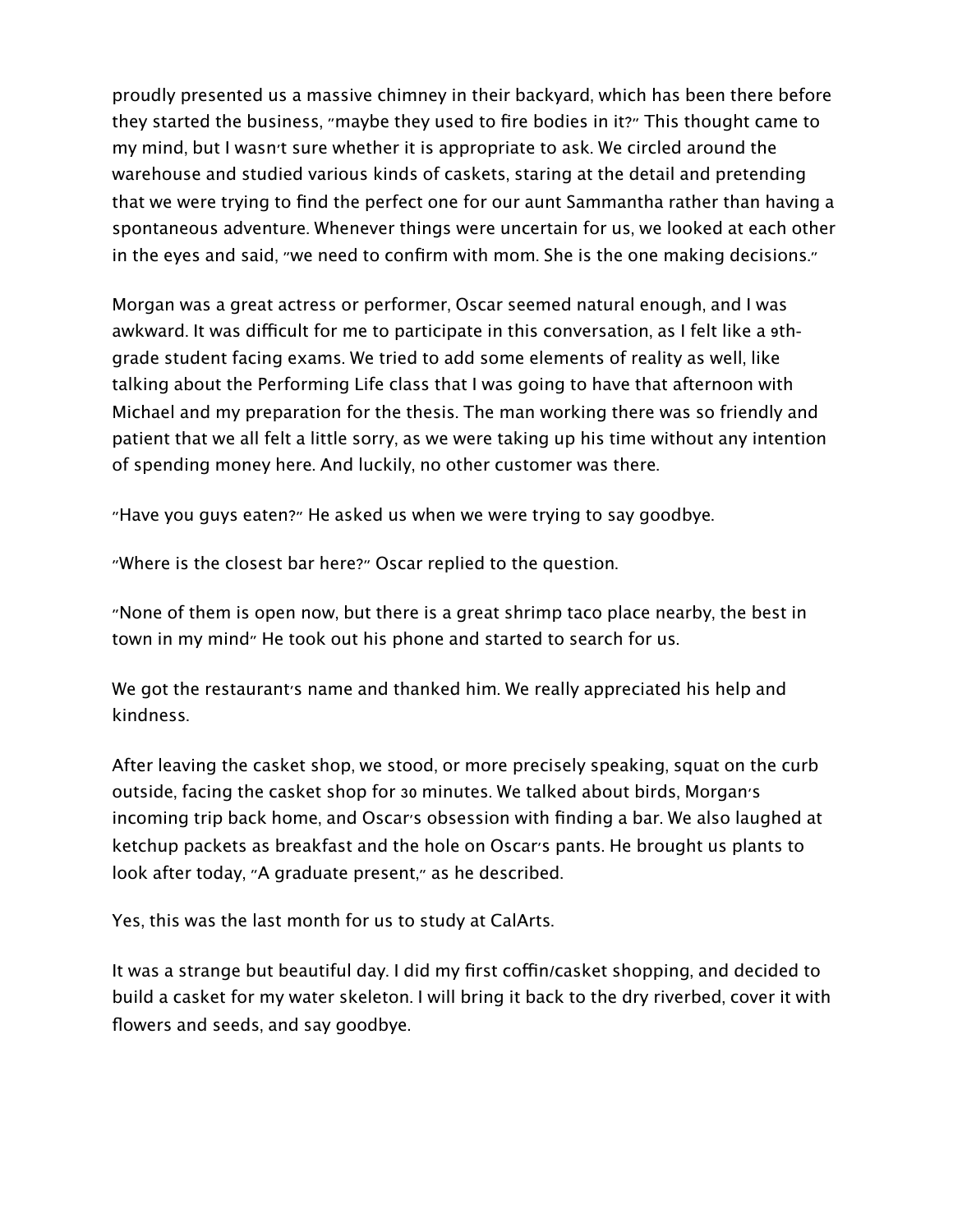proudly presented us a massive chimney in their backyard, which has been there before they started the business, "maybe they used to fire bodies in it?" This thought came to my mind, but I wasn't sure whether it is appropriate to ask. We circled around the warehouse and studied various kinds of caskets, staring at the detail and pretending that we were trying to find the perfect one for our aunt Sammantha rather than having a spontaneous adventure. Whenever things were uncertain for us, we looked at each other in the eyes and said, "we need to confirm with mom. She is the one making decisions."

Morgan was a great actress or performer, Oscar seemed natural enough, and I was awkward. It was difficult for me to participate in this conversation, as I felt like a 9th-grade student facing exams. We tried to add some elements of reality as well, like talking about the Performing Life class that I was going to have that afternoon with Michael and my preparation for the thesis. The man working there was so friendly and patient that we all felt a little sorry, as we were taking up his time without any intention of spending money here. And luckily, no other customer was there.

"Have you guys eaten?" He asked us when we were trying to say goodbye.

"Where is the closest bar here?" Oscar replied to the question.

"None of them is open now, but there is a great shrimp taco place nearby, the best in town in my mind" He took out his phone and started to search for us.

We got the restaurant's name and thanked him. We really appreciated his help and kindness.

After leaving the casket shop, we stood, or more precisely speaking, squat on the curb outside, facing the casket shop for 30 minutes. We talked about birds, Morgan's incoming trip back home, and Oscar's obsession with finding a bar. We also laughed at ketchup packets as breakfast and the hole on Oscar's pants. He brought us plants to look after today, "A graduate present," as he described.

Yes, this was the last month for us to study at CalArts.

It was a strange but beautiful day. I did my first coffin/casket shopping, and decided to build a casket for my water skeleton. I will bring it back to the dry riverbed, cover it with flowers and seeds, and say goodbye.